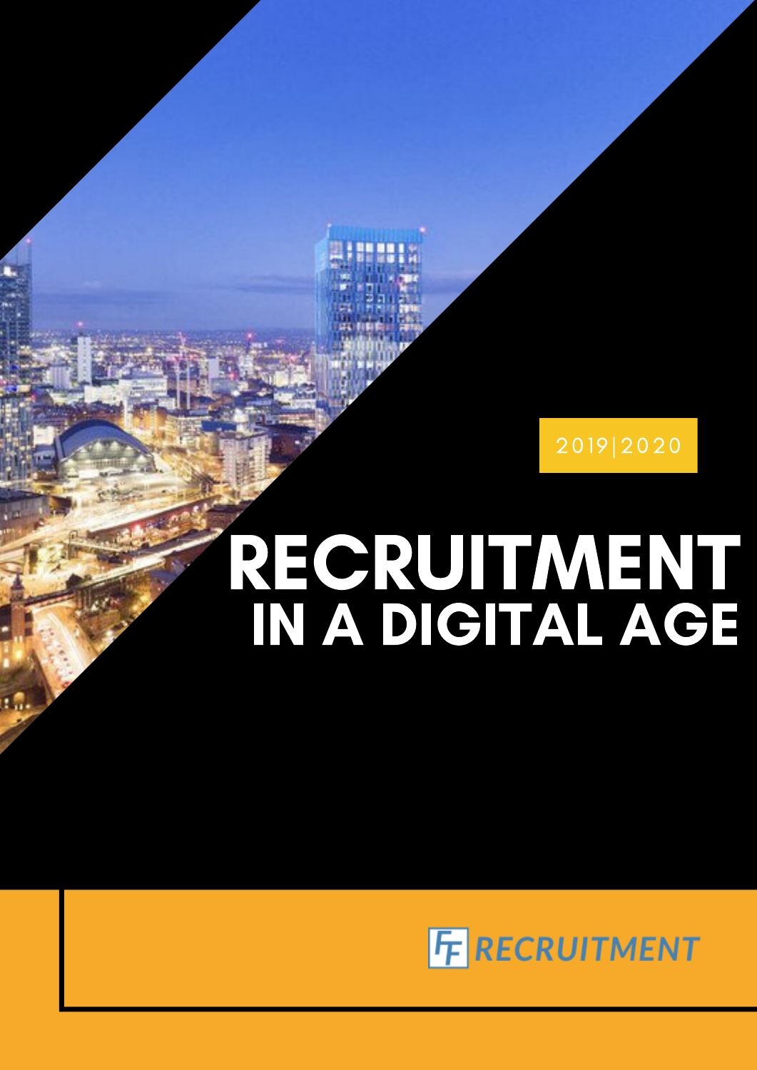2019|2020

# RECRUITMENT
## IN A DIGITAL AGE

FF RECRUITMENT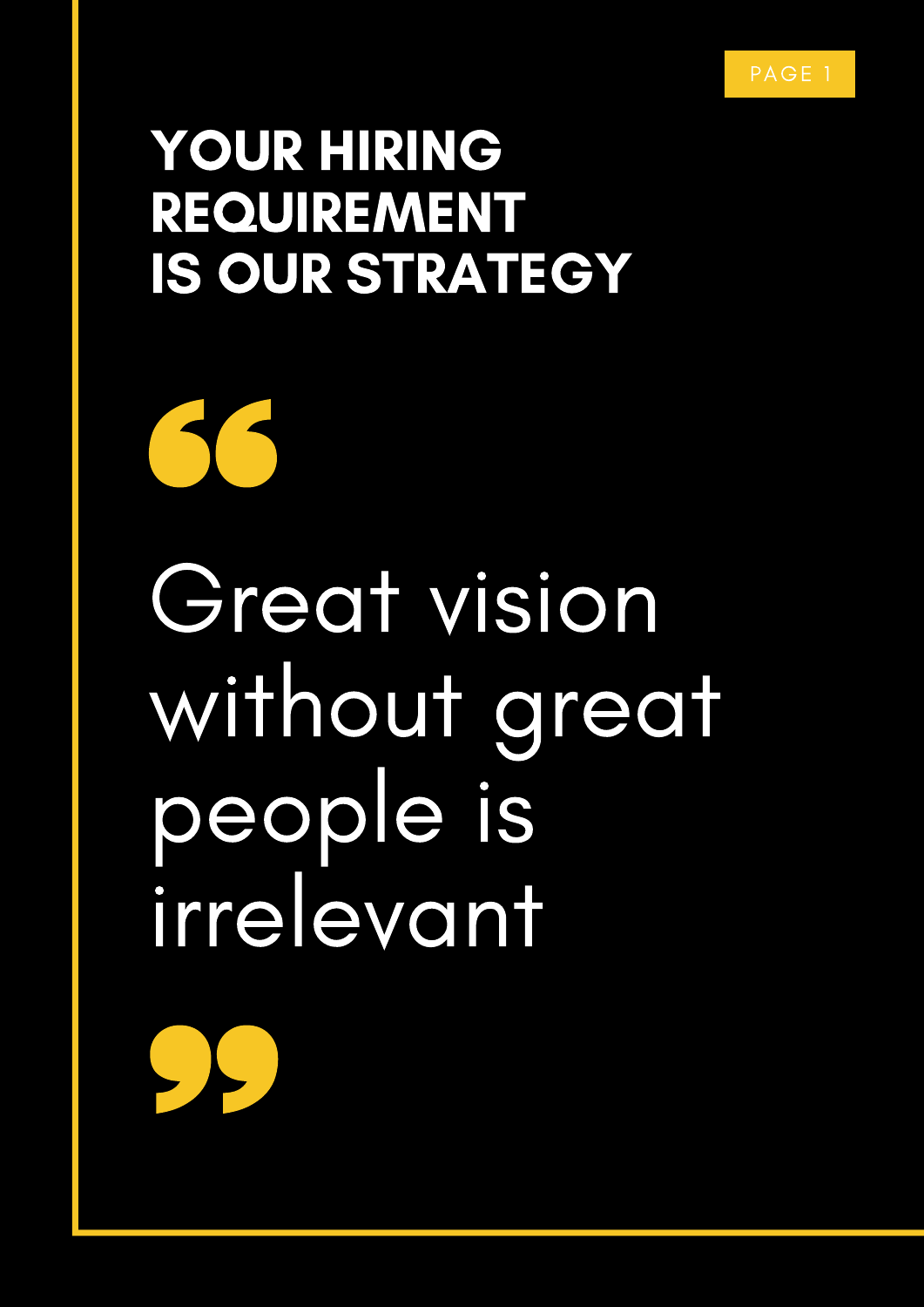# YOUR HIRING REQUIREMENT IS OUR STRATEGY

> Great vision without great people is irrelevant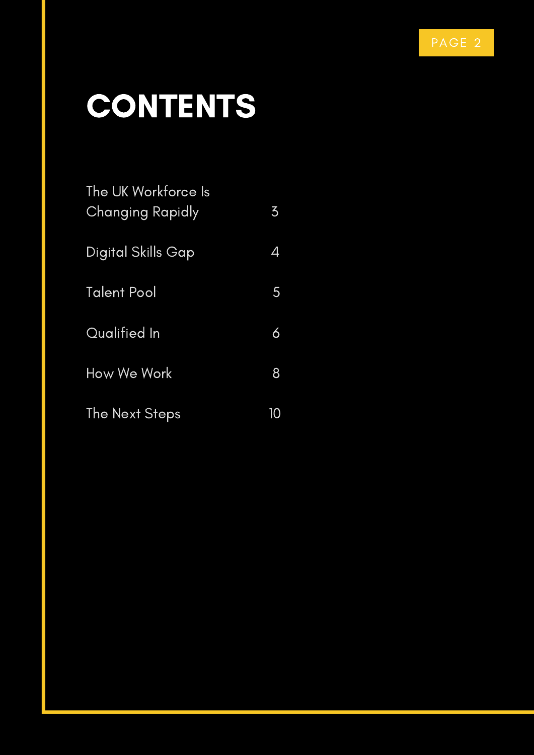# CONTENTS

| | |
|---|---|
| The UK Workforce Is Changing Rapidly | 3 |
| Digital Skills Gap | 4 |
| Talent Pool | 5 |
| Qualified In | 6 |
| How We Work | 8 |
| The Next Steps | 10 |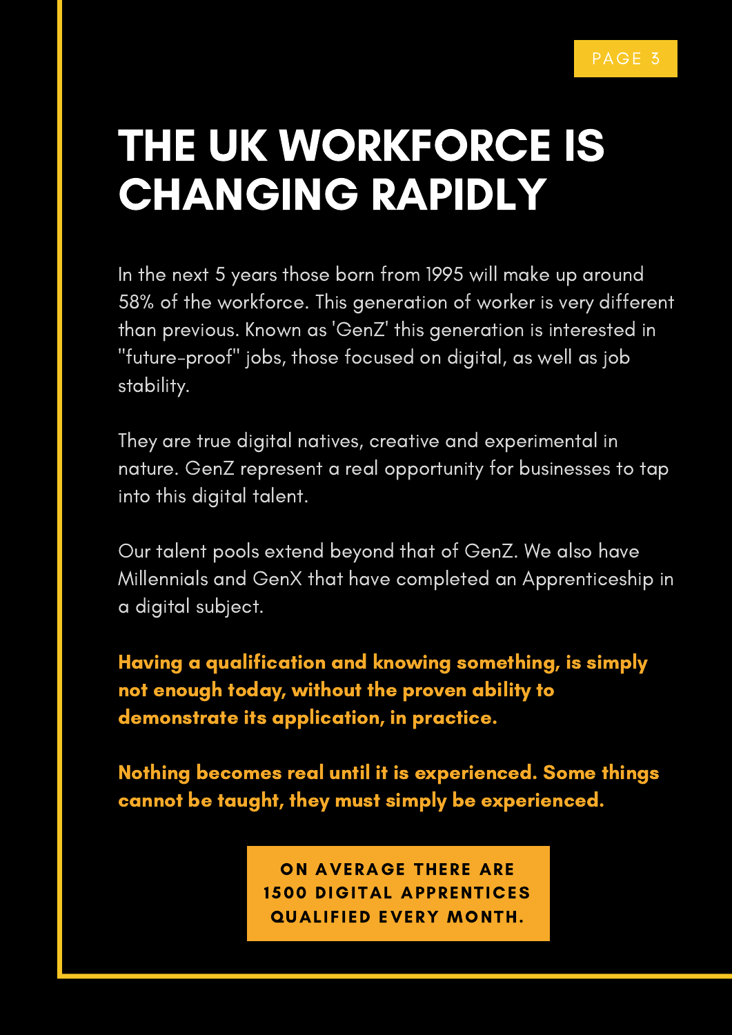# THE UK WORKFORCE IS CHANGING RAPIDLY

In the next 5 years those born from 1995 will make up around 58% of the workforce. This generation of worker is very different than previous. Known as 'GenZ' this generation is interested in "future-proof" jobs, those focused on digital, as well as job stability.

They are true digital natives, creative and experimental in nature. GenZ represent a real opportunity for businesses to tap into this digital talent.

Our talent pools extend beyond that of GenZ. We also have Millennials and GenX that have completed an Apprenticeship in a digital subject.

**Having a qualification and knowing something, is simply not enough today, without the proven ability to demonstrate its application, in practice.**

**Nothing becomes real until it is experienced. Some things cannot be taught, they must simply be experienced.**

**ON AVERAGE THERE ARE 1500 DIGITAL APPRENTICES QUALIFIED EVERY MONTH.**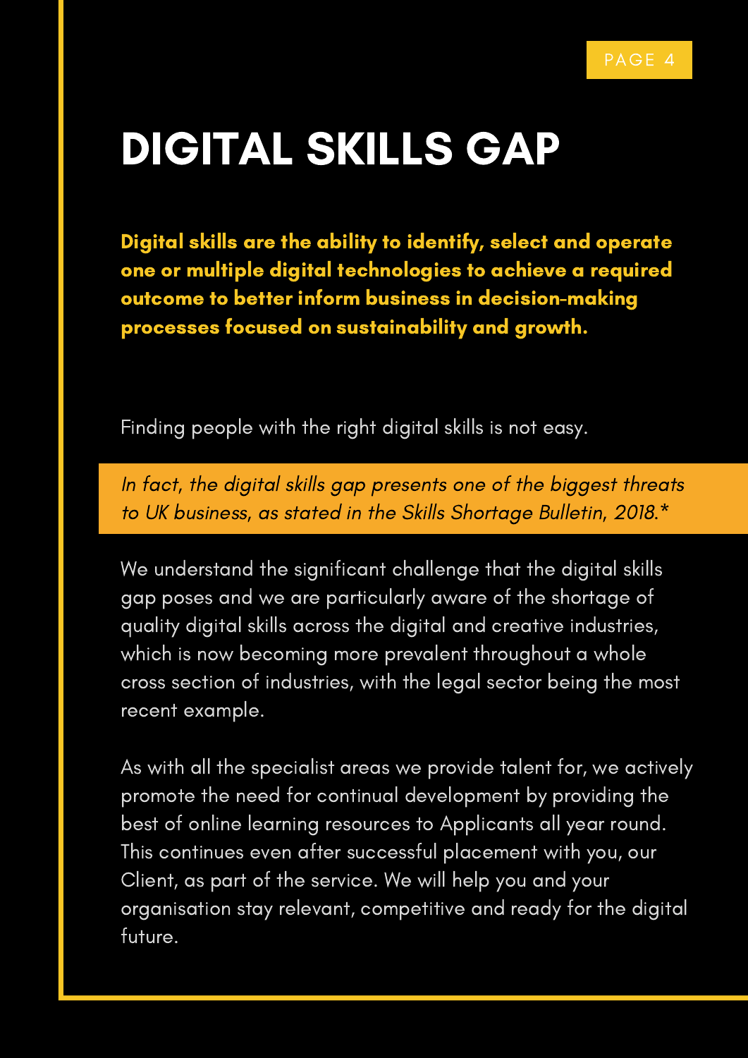# DIGITAL SKILLS GAP

**Digital skills are the ability to identify, select and operate one or multiple digital technologies to achieve a required outcome to better inform business in decision-making processes focused on sustainability and growth.**

Finding people with the right digital skills is not easy.

*In fact, the digital skills gap presents one of the biggest threats to UK business, as stated in the Skills Shortage Bulletin, 2018.**

We understand the significant challenge that the digital skills gap poses and we are particularly aware of the shortage of quality digital skills across the digital and creative industries, which is now becoming more prevalent throughout a whole cross section of industries, with the legal sector being the most recent example.

As with all the specialist areas we provide talent for, we actively promote the need for continual development by providing the best of online learning resources to Applicants all year round. This continues even after successful placement with you, our Client, as part of the service. We will help you and your organisation stay relevant, competitive and ready for the digital future.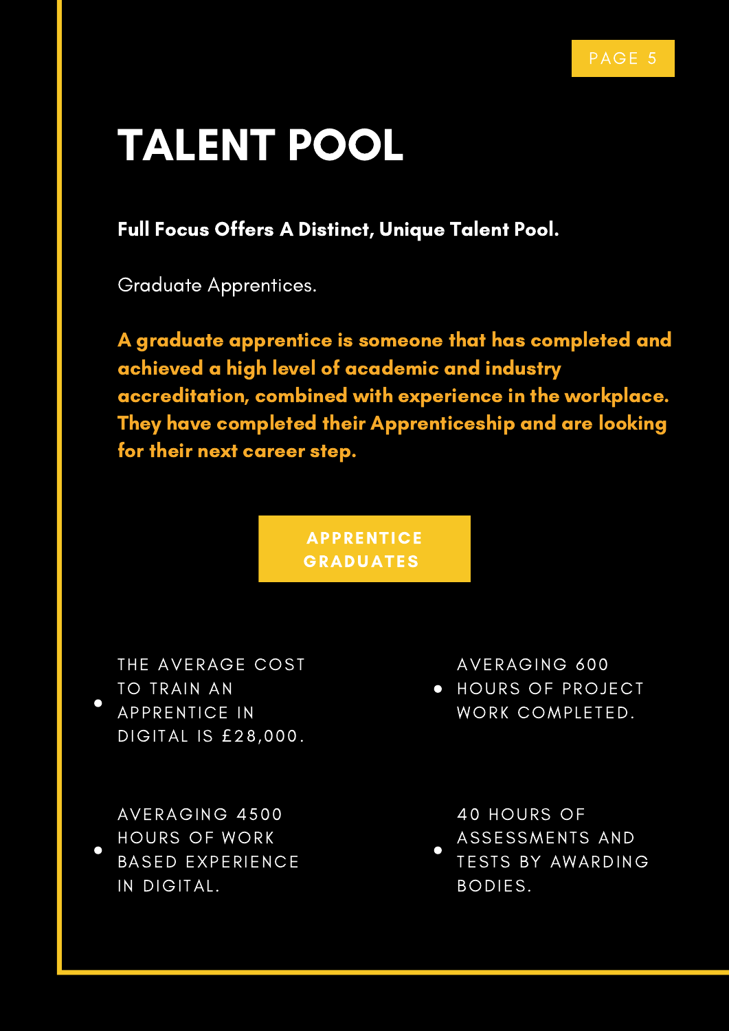# TALENT POOL

**Full Focus Offers A Distinct, Unique Talent Pool.**

Graduate Apprentices.

**A graduate apprentice is someone that has completed and achieved a high level of academic and industry accreditation, combined with experience in the workplace. They have completed their Apprenticeship and are looking for their next career step.**

## APPRENTICE GRADUATES

- THE AVERAGE COST TO TRAIN AN APPRENTICE IN DIGITAL IS £28,000.
- AVERAGING 600 HOURS OF PROJECT WORK COMPLETED.
- AVERAGING 4500 HOURS OF WORK BASED EXPERIENCE IN DIGITAL.
- 40 HOURS OF ASSESSMENTS AND TESTS BY AWARDING BODIES.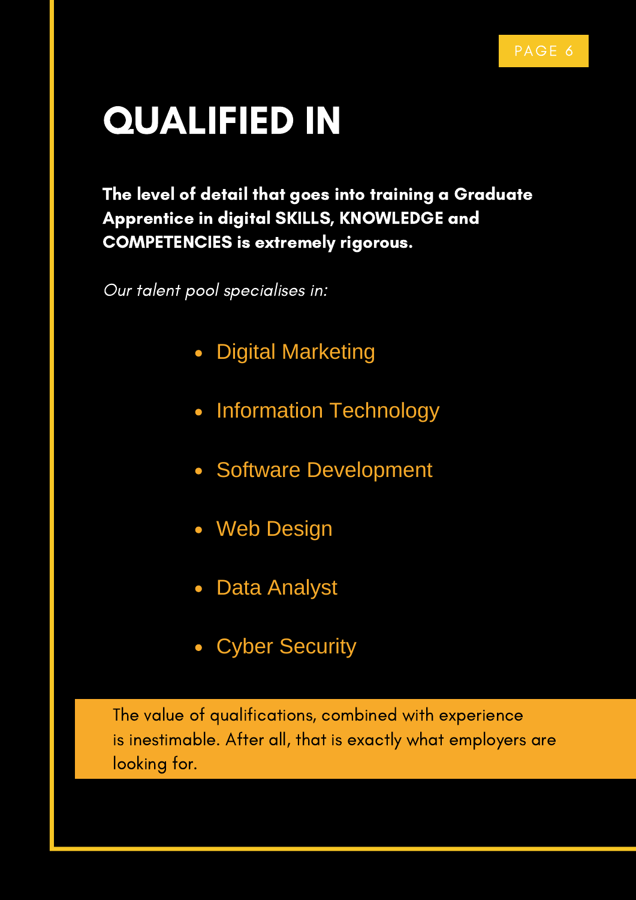# QUALIFIED IN

**The level of detail that goes into training a Graduate Apprentice in digital SKILLS, KNOWLEDGE and COMPETENCIES is extremely rigorous.**

*Our talent pool specialises in:*

- Digital Marketing
- Information Technology
- Software Development
- Web Design
- Data Analyst
- Cyber Security

The value of qualifications, combined with experience is inestimable. After all, that is exactly what employers are looking for.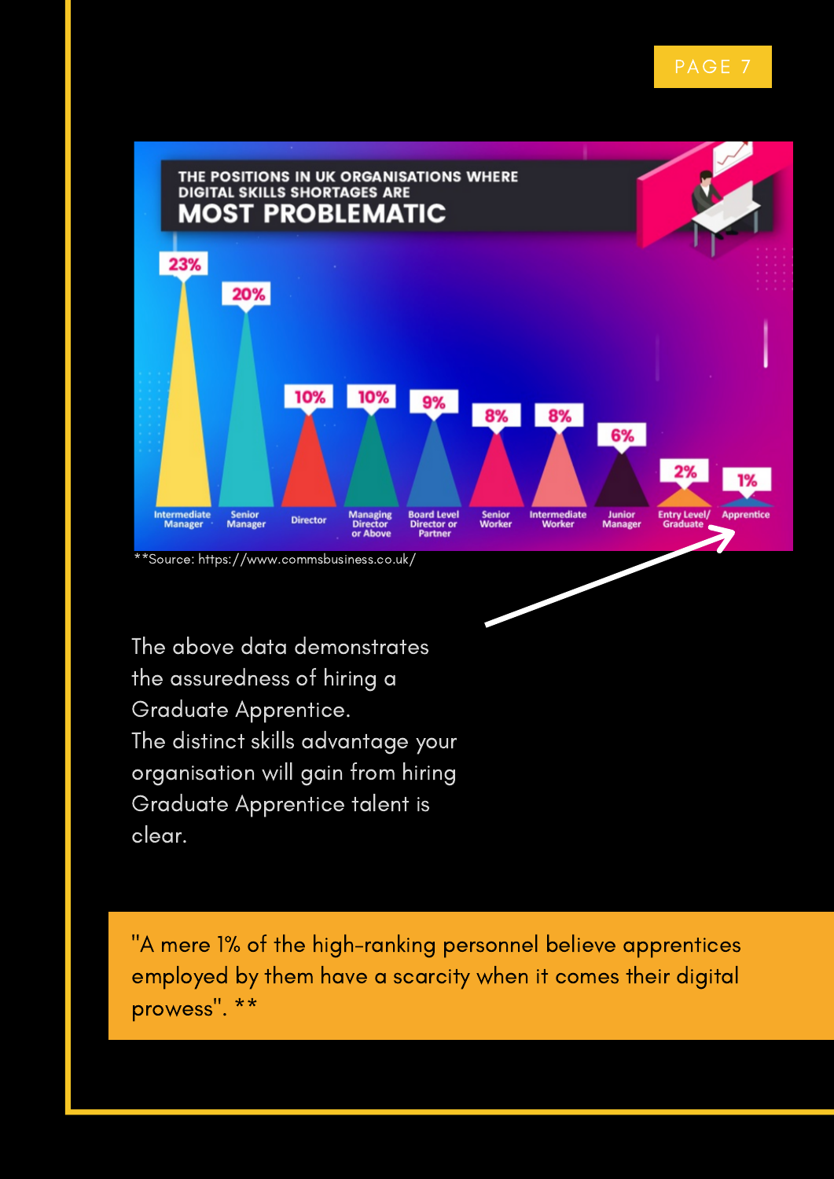THE POSITIONS IN UK ORGANISATIONS WHERE DIGITAL SKILLS SHORTAGES ARE

## MOST PROBLEMATIC

| Position | % |
|---|---|
| Intermediate Manager | 23% |
| Senior Manager | 20% |
| Director | 10% |
| Managing Director or Above | 10% |
| Board Level Director or Partner | 9% |
| Senior Worker | 8% |
| Intermediate Worker | 8% |
| Junior Manager | 6% |
| Entry Level/ Graduate | 2% |
| Apprentice | 1% |

**Source: https://www.commsbusiness.co.uk/

The above data demonstrates the assuredness of hiring a Graduate Apprentice.
The distinct skills advantage your organisation will gain from hiring Graduate Apprentice talent is clear.

"A mere 1% of the high-ranking personnel believe apprentices employed by them have a scarcity when it comes their digital prowess". **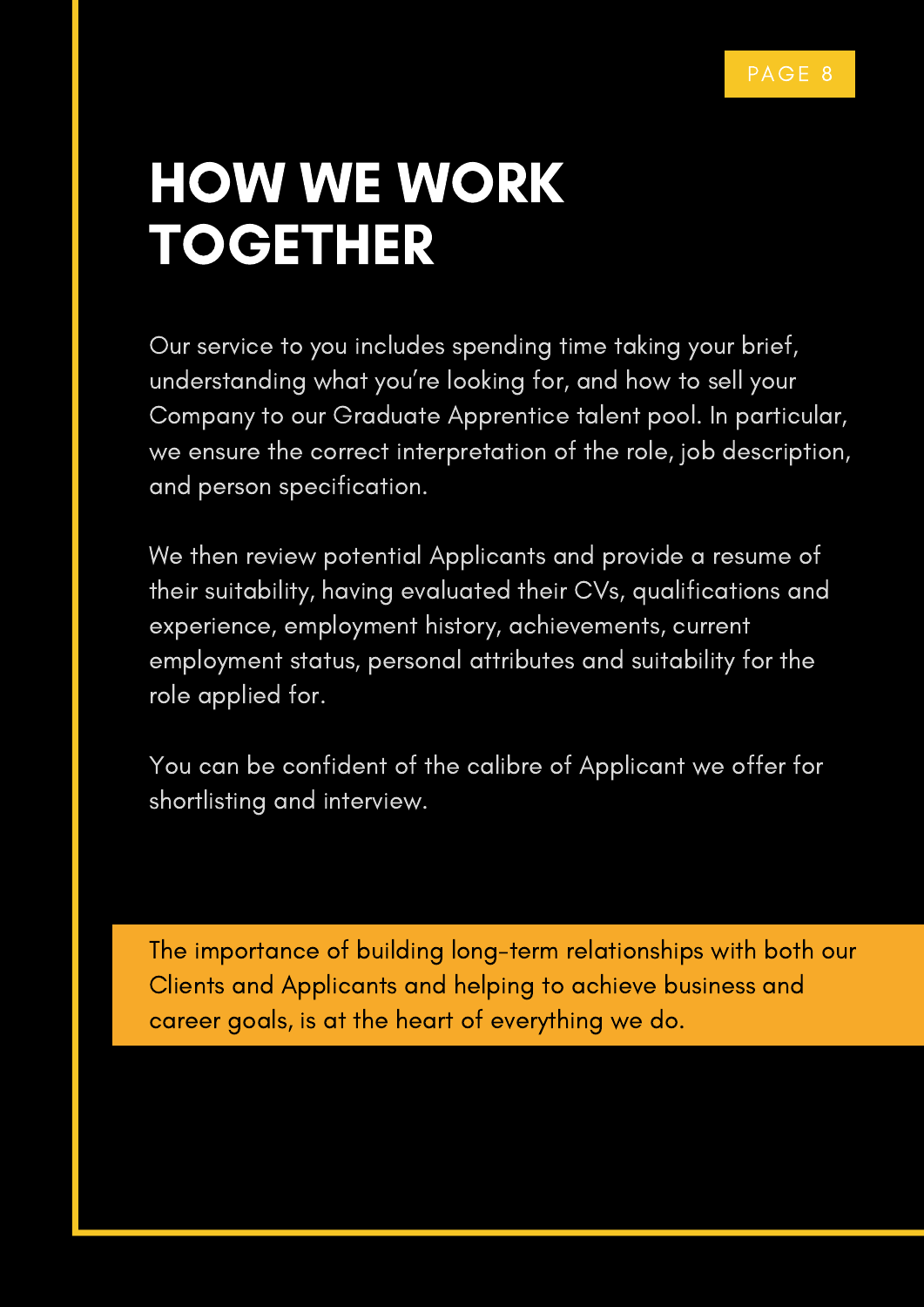# HOW WE WORK TOGETHER

Our service to you includes spending time taking your brief, understanding what you're looking for, and how to sell your Company to our Graduate Apprentice talent pool. In particular, we ensure the correct interpretation of the role, job description, and person specification.

We then review potential Applicants and provide a resume of their suitability, having evaluated their CVs, qualifications and experience, employment history, achievements, current employment status, personal attributes and suitability for the role applied for.

You can be confident of the calibre of Applicant we offer for shortlisting and interview.

The importance of building long-term relationships with both our Clients and Applicants and helping to achieve business and career goals, is at the heart of everything we do.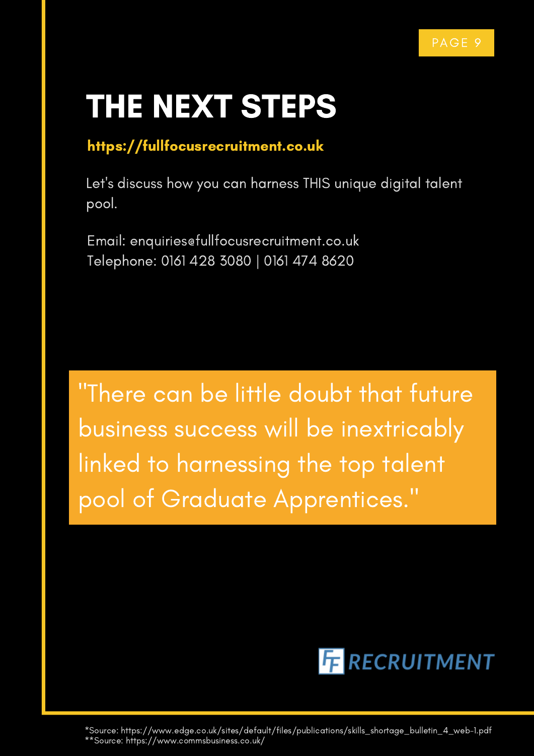# THE NEXT STEPS

**https://fullfocusrecruitment.co.uk**

Let's discuss how you can harness THIS unique digital talent pool.

Email: enquiries@fullfocusrecruitment.co.uk
Telephone: 0161 428 3080 | 0161 474 8620

"There can be little doubt that future business success will be inextricably linked to harnessing the top talent pool of Graduate Apprentices."

FF RECRUITMENT

*Source: https://www.edge.co.uk/sites/default/files/publications/skills_shortage_bulletin_4_web-1.pdf
**Source: https://www.commsbusiness.co.uk/